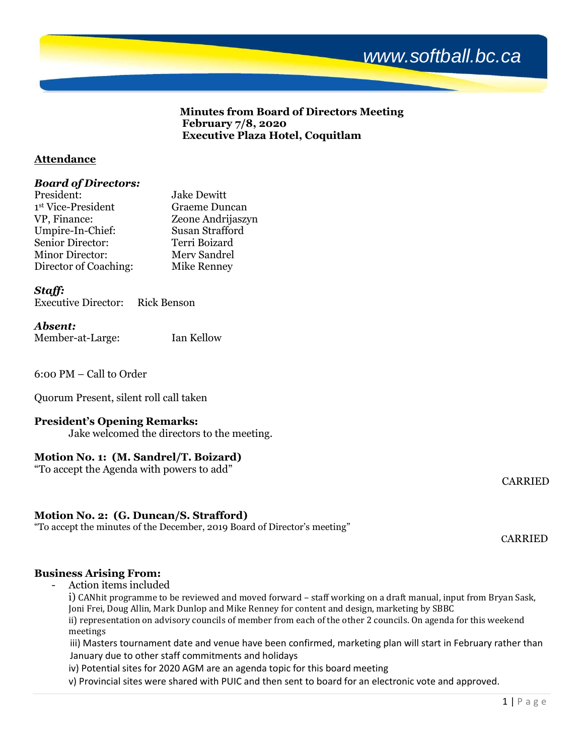www.softball.bc.ca

**Minutes from Board of Directors Meeting**
**February 7/8, 2020**
**Executive Plaza Hotel, Coquitlam**

## Attendance

***Board of Directors:***

| | |
|---|---|
| President: | Jake Dewitt |
| 1st Vice-President | Graeme Duncan |
| VP, Finance: | Zeone Andrijaszyn |
| Umpire-In-Chief: | Susan Strafford |
| Senior Director: | Terri Boizard |
| Minor Director: | Merv Sandrel |
| Director of Coaching: | Mike Renney |

***Staff:***

Executive Director: Rick Benson

***Absent:***

Member-at-Large: Ian Kellow

6:00 PM – Call to Order

Quorum Present, silent roll call taken

**President's Opening Remarks:**

Jake welcomed the directors to the meeting.

**Motion No. 1: (M. Sandrel/T. Boizard)**

"To accept the Agenda with powers to add"

CARRIED

**Motion No. 2: (G. Duncan/S. Strafford)**

"To accept the minutes of the December, 2019 Board of Director's meeting"

CARRIED

**Business Arising From:**

- Action items included

  i) CANhit programme to be reviewed and moved forward – staff working on a draft manual, input from Bryan Sask, Joni Frei, Doug Allin, Mark Dunlop and Mike Renney for content and design, marketing by SBBC

  ii) representation on advisory councils of member from each of the other 2 councils. On agenda for this weekend meetings

  iii) Masters tournament date and venue have been confirmed, marketing plan will start in February rather than January due to other staff commitments and holidays

  iv) Potential sites for 2020 AGM are an agenda topic for this board meeting

  v) Provincial sites were shared with PUIC and then sent to board for an electronic vote and approved.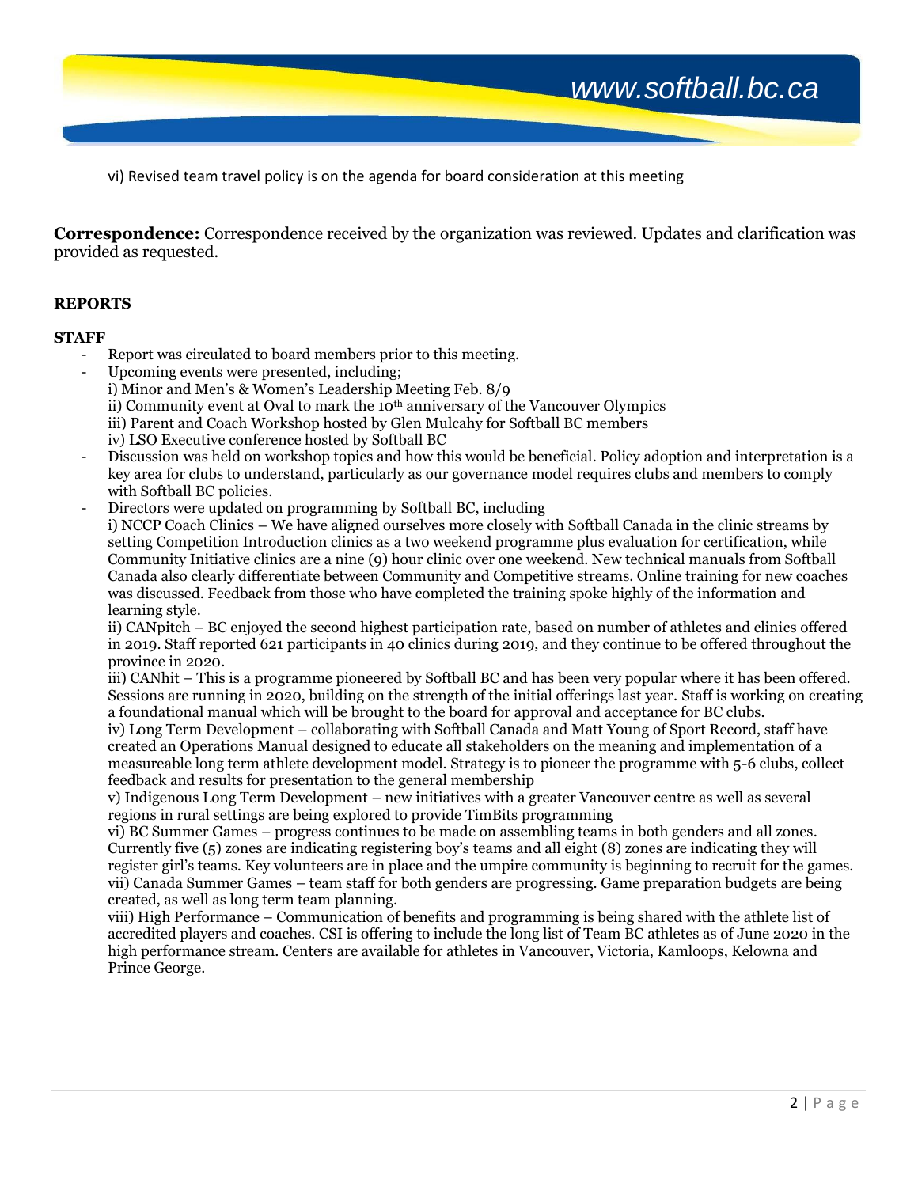vi) Revised team travel policy is on the agenda for board consideration at this meeting

**Correspondence:** Correspondence received by the organization was reviewed. Updates and clarification was provided as requested.

**REPORTS**

**STAFF**

- Report was circulated to board members prior to this meeting.
- Upcoming events were presented, including;
  i) Minor and Men's & Women's Leadership Meeting Feb. 8/9
  ii) Community event at Oval to mark the 10th anniversary of the Vancouver Olympics
  iii) Parent and Coach Workshop hosted by Glen Mulcahy for Softball BC members
  iv) LSO Executive conference hosted by Softball BC
- Discussion was held on workshop topics and how this would be beneficial. Policy adoption and interpretation is a key area for clubs to understand, particularly as our governance model requires clubs and members to comply with Softball BC policies.
- Directors were updated on programming by Softball BC, including
  i) NCCP Coach Clinics – We have aligned ourselves more closely with Softball Canada in the clinic streams by setting Competition Introduction clinics as a two weekend programme plus evaluation for certification, while Community Initiative clinics are a nine (9) hour clinic over one weekend. New technical manuals from Softball Canada also clearly differentiate between Community and Competitive streams. Online training for new coaches was discussed. Feedback from those who have completed the training spoke highly of the information and learning style.
  ii) CANpitch – BC enjoyed the second highest participation rate, based on number of athletes and clinics offered in 2019. Staff reported 621 participants in 40 clinics during 2019, and they continue to be offered throughout the province in 2020.
  iii) CANhit – This is a programme pioneered by Softball BC and has been very popular where it has been offered. Sessions are running in 2020, building on the strength of the initial offerings last year. Staff is working on creating a foundational manual which will be brought to the board for approval and acceptance for BC clubs.
  iv) Long Term Development – collaborating with Softball Canada and Matt Young of Sport Record, staff have created an Operations Manual designed to educate all stakeholders on the meaning and implementation of a measureable long term athlete development model. Strategy is to pioneer the programme with 5-6 clubs, collect feedback and results for presentation to the general membership
  v) Indigenous Long Term Development – new initiatives with a greater Vancouver centre as well as several regions in rural settings are being explored to provide TimBits programming
  vi) BC Summer Games – progress continues to be made on assembling teams in both genders and all zones. Currently five (5) zones are indicating registering boy's teams and all eight (8) zones are indicating they will register girl's teams. Key volunteers are in place and the umpire community is beginning to recruit for the games.
  vii) Canada Summer Games – team staff for both genders are progressing. Game preparation budgets are being created, as well as long term team planning.
  viii) High Performance – Communication of benefits and programming is being shared with the athlete list of accredited players and coaches. CSI is offering to include the long list of Team BC athletes as of June 2020 in the high performance stream. Centers are available for athletes in Vancouver, Victoria, Kamloops, Kelowna and Prince George.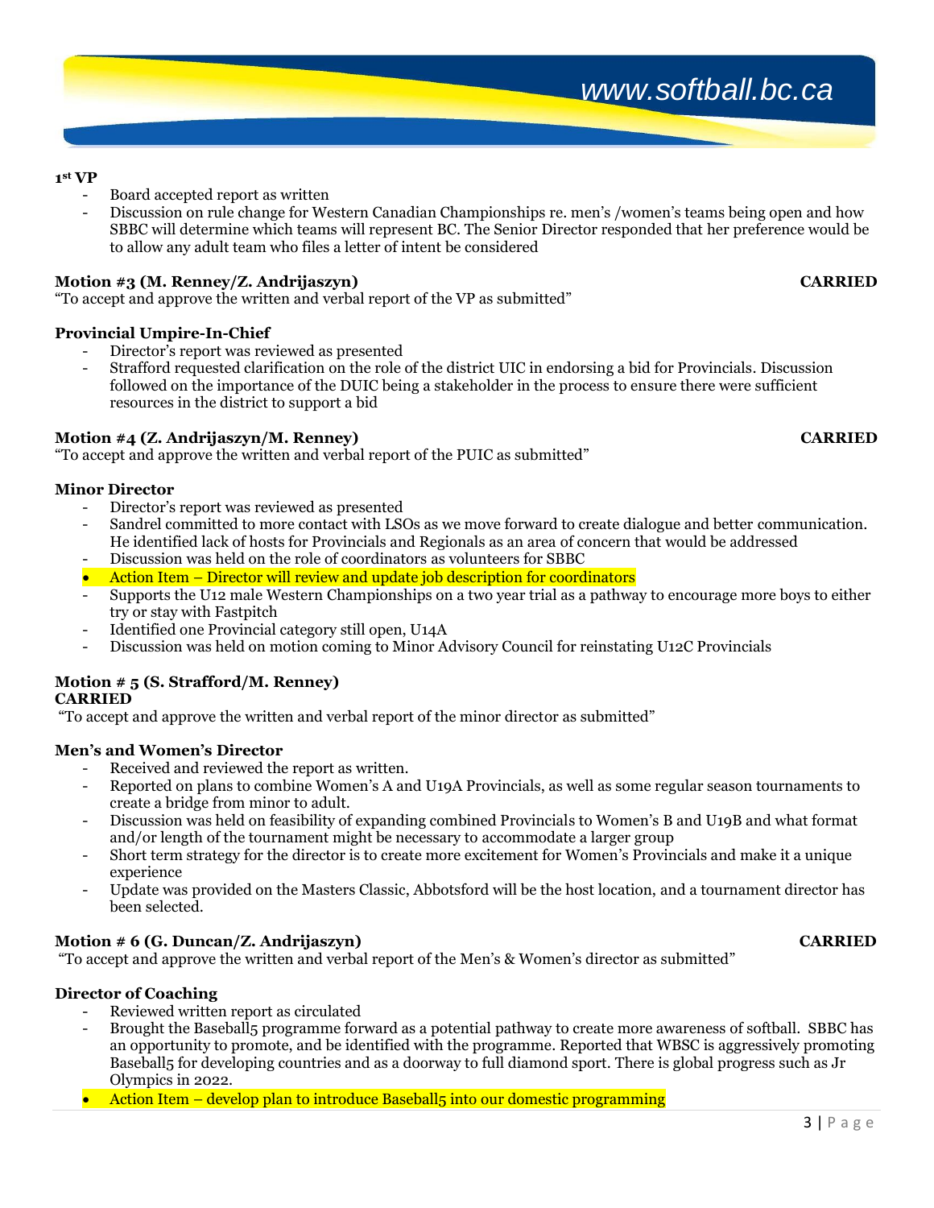**1st VP**

- Board accepted report as written
- Discussion on rule change for Western Canadian Championships re. men's /women's teams being open and how SBBC will determine which teams will represent BC. The Senior Director responded that her preference would be to allow any adult team who files a letter of intent be considered

**Motion #3 (M. Renney/Z. Andrijaszyn)** **CARRIED**

"To accept and approve the written and verbal report of the VP as submitted"

**Provincial Umpire-In-Chief**

- Director's report was reviewed as presented
- Strafford requested clarification on the role of the district UIC in endorsing a bid for Provincials. Discussion followed on the importance of the DUIC being a stakeholder in the process to ensure there were sufficient resources in the district to support a bid

**Motion #4 (Z. Andrijaszyn/M. Renney)** **CARRIED**

"To accept and approve the written and verbal report of the PUIC as submitted"

**Minor Director**

- Director's report was reviewed as presented
- Sandrel committed to more contact with LSOs as we move forward to create dialogue and better communication. He identified lack of hosts for Provincials and Regionals as an area of concern that would be addressed
- Discussion was held on the role of coordinators as volunteers for SBBC
- Action Item – Director will review and update job description for coordinators
- Supports the U12 male Western Championships on a two year trial as a pathway to encourage more boys to either try or stay with Fastpitch
- Identified one Provincial category still open, U14A
- Discussion was held on motion coming to Minor Advisory Council for reinstating U12C Provincials

**Motion # 5 (S. Strafford/M. Renney)**
**CARRIED**

"To accept and approve the written and verbal report of the minor director as submitted"

**Men's and Women's Director**

- Received and reviewed the report as written.
- Reported on plans to combine Women's A and U19A Provincials, as well as some regular season tournaments to create a bridge from minor to adult.
- Discussion was held on feasibility of expanding combined Provincials to Women's B and U19B and what format and/or length of the tournament might be necessary to accommodate a larger group
- Short term strategy for the director is to create more excitement for Women's Provincials and make it a unique experience
- Update was provided on the Masters Classic, Abbotsford will be the host location, and a tournament director has been selected.

**Motion # 6 (G. Duncan/Z. Andrijaszyn)** **CARRIED**

"To accept and approve the written and verbal report of the Men's & Women's director as submitted"

**Director of Coaching**

- Reviewed written report as circulated
- Brought the Baseball5 programme forward as a potential pathway to create more awareness of softball. SBBC has an opportunity to promote, and be identified with the programme. Reported that WBSC is aggressively promoting Baseball5 for developing countries and as a doorway to full diamond sport. There is global progress such as Jr Olympics in 2022.
- Action Item – develop plan to introduce Baseball5 into our domestic programming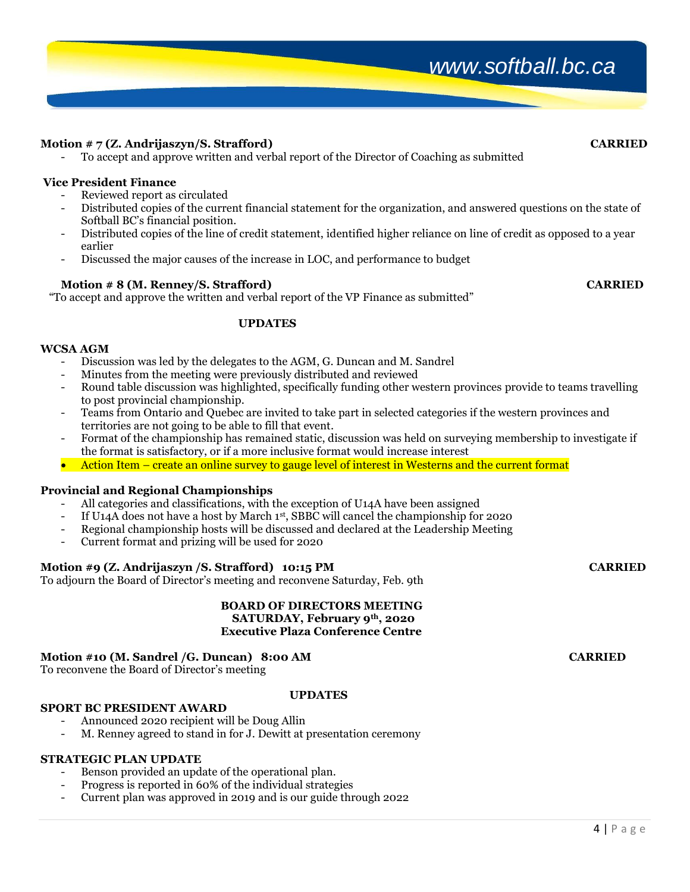**Motion # 7 (Z. Andrijaszyn/S. Strafford)** **CARRIED**

- To accept and approve written and verbal report of the Director of Coaching as submitted

**Vice President Finance**

- Reviewed report as circulated
- Distributed copies of the current financial statement for the organization, and answered questions on the state of Softball BC's financial position.
- Distributed copies of the line of credit statement, identified higher reliance on line of credit as opposed to a year earlier
- Discussed the major causes of the increase in LOC, and performance to budget

**Motion # 8 (M. Renney/S. Strafford)** **CARRIED**

"To accept and approve the written and verbal report of the VP Finance as submitted"

**UPDATES**

**WCSA AGM**

- Discussion was led by the delegates to the AGM, G. Duncan and M. Sandrel
- Minutes from the meeting were previously distributed and reviewed
- Round table discussion was highlighted, specifically funding other western provinces provide to teams travelling to post provincial championship.
- Teams from Ontario and Quebec are invited to take part in selected categories if the western provinces and territories are not going to be able to fill that event.
- Format of the championship has remained static, discussion was held on surveying membership to investigate if the format is satisfactory, or if a more inclusive format would increase interest
- Action Item – create an online survey to gauge level of interest in Westerns and the current format

**Provincial and Regional Championships**

- All categories and classifications, with the exception of U14A have been assigned
- If U14A does not have a host by March 1st, SBBC will cancel the championship for 2020
- Regional championship hosts will be discussed and declared at the Leadership Meeting
- Current format and prizing will be used for 2020

**Motion #9 (Z. Andrijaszyn /S. Strafford) 10:15 PM** **CARRIED**

To adjourn the Board of Director's meeting and reconvene Saturday, Feb. 9th

**BOARD OF DIRECTORS MEETING**
**SATURDAY, February 9th, 2020**
**Executive Plaza Conference Centre**

**Motion #10 (M. Sandrel /G. Duncan) 8:00 AM** **CARRIED**

To reconvene the Board of Director's meeting

**UPDATES**

**SPORT BC PRESIDENT AWARD**

- Announced 2020 recipient will be Doug Allin
- M. Renney agreed to stand in for J. Dewitt at presentation ceremony

**STRATEGIC PLAN UPDATE**

- Benson provided an update of the operational plan.
- Progress is reported in 60% of the individual strategies
- Current plan was approved in 2019 and is our guide through 2022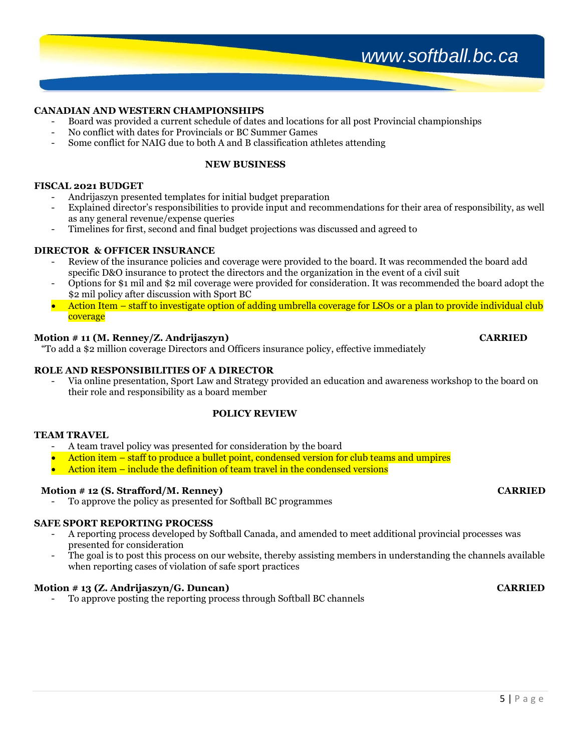### CANADIAN AND WESTERN CHAMPIONSHIPS

- Board was provided a current schedule of dates and locations for all post Provincial championships
- No conflict with dates for Provincials or BC Summer Games
- Some conflict for NAIG due to both A and B classification athletes attending

## NEW BUSINESS

### FISCAL 2021 BUDGET

- Andrijaszyn presented templates for initial budget preparation
- Explained director's responsibilities to provide input and recommendations for their area of responsibility, as well as any general revenue/expense queries
- Timelines for first, second and final budget projections was discussed and agreed to

### DIRECTOR & OFFICER INSURANCE

- Review of the insurance policies and coverage were provided to the board. It was recommended the board add specific D&O insurance to protect the directors and the organization in the event of a civil suit
- Options for $1 mil and $2 mil coverage were provided for consideration. It was recommended the board adopt the $2 mil policy after discussion with Sport BC
- Action Item – staff to investigate option of adding umbrella coverage for LSOs or a plan to provide individual club coverage

**Motion # 11 (M. Renney/Z. Andrijaszyn) CARRIED**

"To add a $2 million coverage Directors and Officers insurance policy, effective immediately

### ROLE AND RESPONSIBILITIES OF A DIRECTOR

- Via online presentation, Sport Law and Strategy provided an education and awareness workshop to the board on their role and responsibility as a board member

## POLICY REVIEW

### TEAM TRAVEL

- A team travel policy was presented for consideration by the board
- Action item – staff to produce a bullet point, condensed version for club teams and umpires
- Action item – include the definition of team travel in the condensed versions

**Motion # 12 (S. Strafford/M. Renney) CARRIED**

- To approve the policy as presented for Softball BC programmes

### SAFE SPORT REPORTING PROCESS

- A reporting process developed by Softball Canada, and amended to meet additional provincial processes was presented for consideration
- The goal is to post this process on our website, thereby assisting members in understanding the channels available when reporting cases of violation of safe sport practices

**Motion # 13 (Z. Andrijaszyn/G. Duncan) CARRIED**

- To approve posting the reporting process through Softball BC channels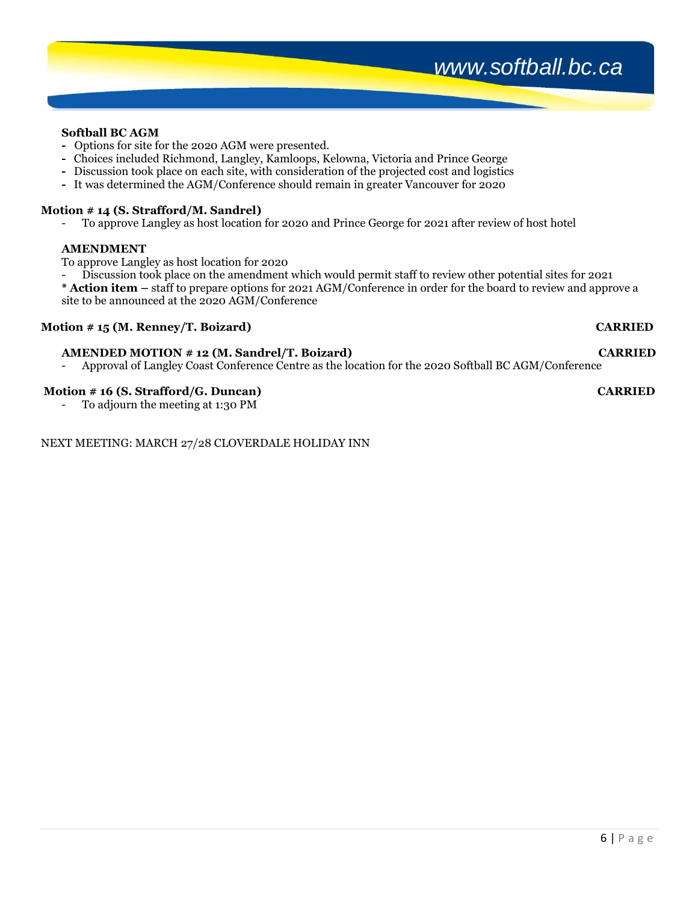**Softball BC AGM**

- Options for site for the 2020 AGM were presented.
- Choices included Richmond, Langley, Kamloops, Kelowna, Victoria and Prince George
- Discussion took place on each site, with consideration of the projected cost and logistics
- It was determined the AGM/Conference should remain in greater Vancouver for 2020

**Motion # 14 (S. Strafford/M. Sandrel)**

- To approve Langley as host location for 2020 and Prince George for 2021 after review of host hotel

**AMENDMENT**

To approve Langley as host location for 2020

- Discussion took place on the amendment which would permit staff to review other potential sites for 2021

* **Action item –** staff to prepare options for 2021 AGM/Conference in order for the board to review and approve a site to be announced at the 2020 AGM/Conference

**Motion # 15 (M. Renney/T. Boizard)** **CARRIED**

**AMENDED MOTION # 12 (M. Sandrel/T. Boizard)** **CARRIED**

- Approval of Langley Coast Conference Centre as the location for the 2020 Softball BC AGM/Conference

**Motion # 16 (S. Strafford/G. Duncan)** **CARRIED**

- To adjourn the meeting at 1:30 PM

NEXT MEETING: MARCH 27/28 CLOVERDALE HOLIDAY INN